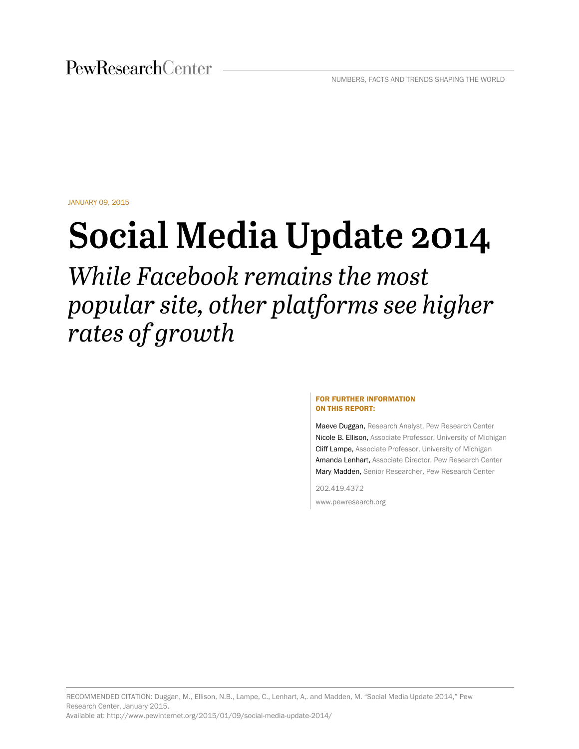PewResearchCenter

NUMBERS, FACTS AND TRENDS SHAPING THE WORLD

JANUARY 09, 2015

# Social Media Update 2014

## *While Facebook remains the most popular site, other platforms see higher rates of growth*

**FOR FURTHER INFORMATION ON THIS REPORT:**

Maeve Duggan, Research Analyst, Pew Research Center
Nicole B. Ellison, Associate Professor, University of Michigan
Cliff Lampe, Associate Professor, University of Michigan
Amanda Lenhart, Associate Director, Pew Research Center
Mary Madden, Senior Researcher, Pew Research Center

202.419.4372

www.pewresearch.org

RECOMMENDED CITATION: Duggan, M., Ellison, N.B., Lampe, C., Lenhart, A,. and Madden, M. "Social Media Update 2014," Pew Research Center, January 2015.
Available at: http://www.pewinternet.org/2015/01/09/social-media-update-2014/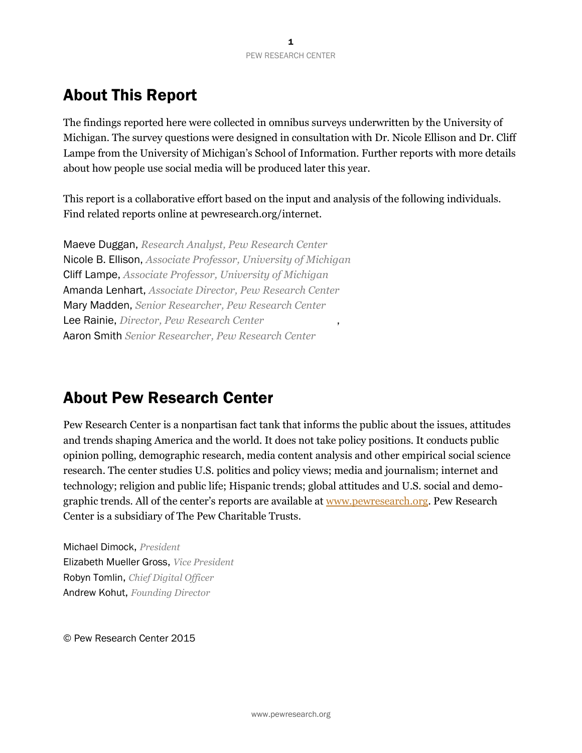## About This Report

The findings reported here were collected in omnibus surveys underwritten by the University of Michigan. The survey questions were designed in consultation with Dr. Nicole Ellison and Dr. Cliff Lampe from the University of Michigan's School of Information. Further reports with more details about how people use social media will be produced later this year.

This report is a collaborative effort based on the input and analysis of the following individuals. Find related reports online at pewresearch.org/internet.

Maeve Duggan, *Research Analyst, Pew Research Center*
Nicole B. Ellison, *Associate Professor, University of Michigan*
Cliff Lampe, *Associate Professor, University of Michigan*
Amanda Lenhart, *Associate Director, Pew Research Center*
Mary Madden, *Senior Researcher, Pew Research Center*
Lee Rainie, *Director, Pew Research Center*
Aaron Smith *Senior Researcher, Pew Research Center*

## About Pew Research Center

Pew Research Center is a nonpartisan fact tank that informs the public about the issues, attitudes and trends shaping America and the world. It does not take policy positions. It conducts public opinion polling, demographic research, media content analysis and other empirical social science research. The center studies U.S. politics and policy views; media and journalism; internet and technology; religion and public life; Hispanic trends; global attitudes and U.S. social and demographic trends. All of the center's reports are available at [www.pewresearch.org](http://www.pewresearch.org). Pew Research Center is a subsidiary of The Pew Charitable Trusts.

Michael Dimock, *President*
Elizabeth Mueller Gross, *Vice President*
Robyn Tomlin, *Chief Digital Officer*
Andrew Kohut, *Founding Director*

© Pew Research Center 2015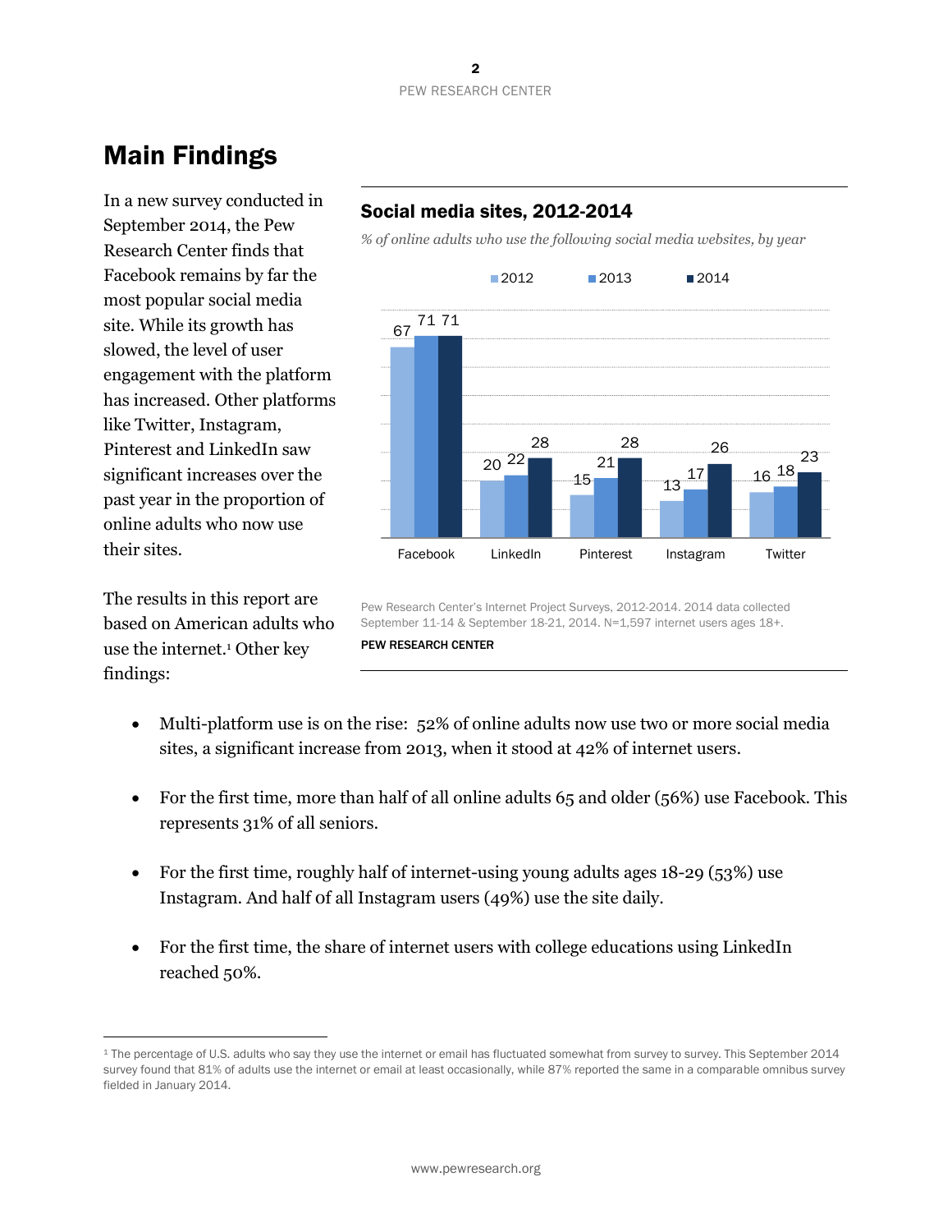# Main Findings

In a new survey conducted in September 2014, the Pew Research Center finds that Facebook remains by far the most popular social media site. While its growth has slowed, the level of user engagement with the platform has increased. Other platforms like Twitter, Instagram, Pinterest and LinkedIn saw significant increases over the past year in the proportion of online adults who now use their sites.

## Social media sites, 2012-2014

*% of online adults who use the following social media websites, by year*

| | 2012 | 2013 | 2014 |
|---|---|---|---|
| Facebook | 67 | 71 | 71 |
| LinkedIn | 20 | 22 | 28 |
| Pinterest | 15 | 21 | 28 |
| Instagram | 13 | 17 | 26 |
| Twitter | 16 | 18 | 23 |

Pew Research Center's Internet Project Surveys, 2012-2014. 2014 data collected September 11-14 & September 18-21, 2014. N=1,597 internet users ages 18+.

PEW RESEARCH CENTER

The results in this report are based on American adults who use the internet.[1] Other key findings:

- Multi-platform use is on the rise: 52% of online adults now use two or more social media sites, a significant increase from 2013, when it stood at 42% of internet users.
- For the first time, more than half of all online adults 65 and older (56%) use Facebook. This represents 31% of all seniors.
- For the first time, roughly half of internet-using young adults ages 18-29 (53%) use Instagram. And half of all Instagram users (49%) use the site daily.
- For the first time, the share of internet users with college educations using LinkedIn reached 50%.

[1] The percentage of U.S. adults who say they use the internet or email has fluctuated somewhat from survey to survey. This September 2014 survey found that 81% of adults use the internet or email at least occasionally, while 87% reported the same in a comparable omnibus survey fielded in January 2014.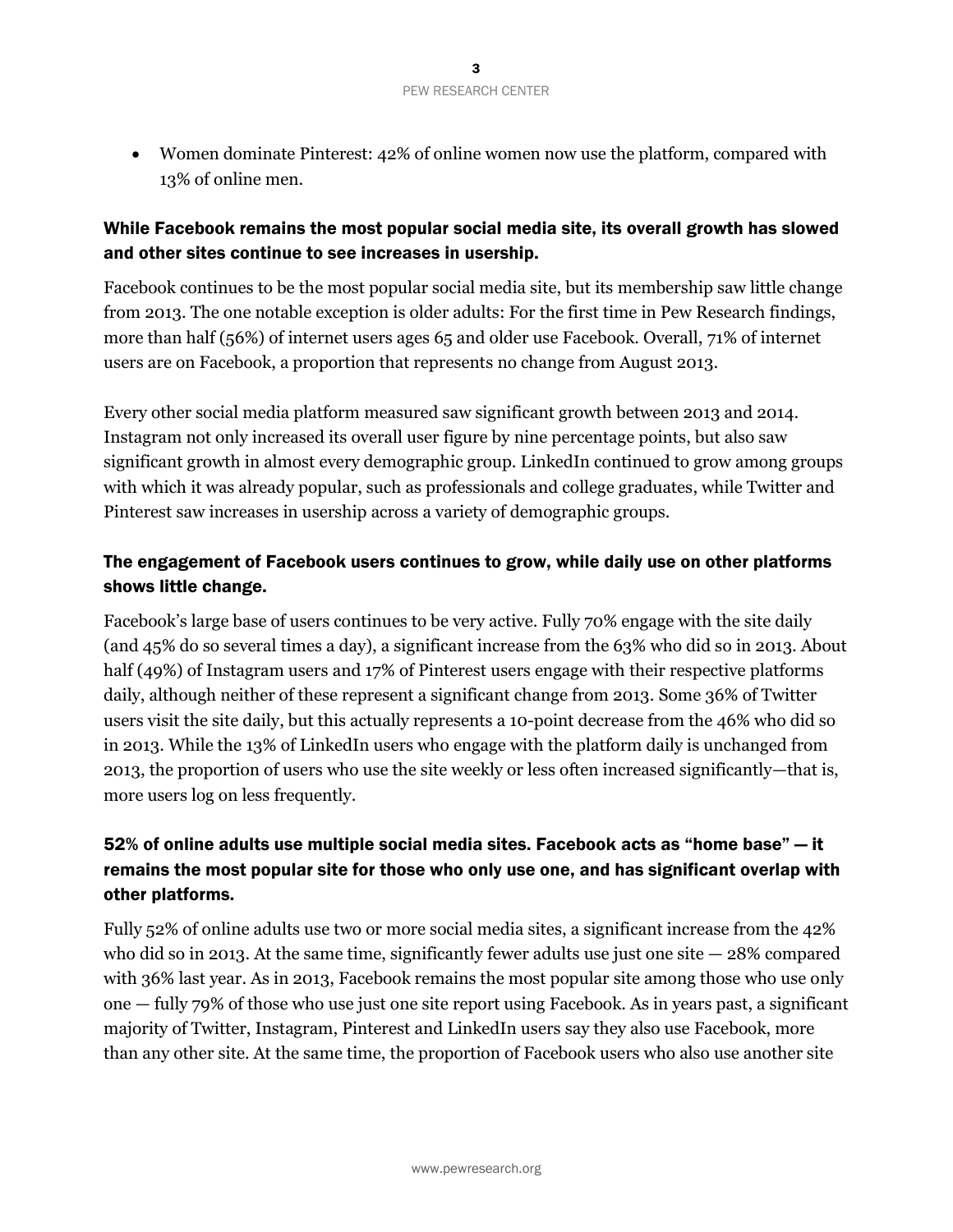- Women dominate Pinterest: 42% of online women now use the platform, compared with 13% of online men.

### While Facebook remains the most popular social media site, its overall growth has slowed and other sites continue to see increases in usership.

Facebook continues to be the most popular social media site, but its membership saw little change from 2013. The one notable exception is older adults: For the first time in Pew Research findings, more than half (56%) of internet users ages 65 and older use Facebook. Overall, 71% of internet users are on Facebook, a proportion that represents no change from August 2013.

Every other social media platform measured saw significant growth between 2013 and 2014. Instagram not only increased its overall user figure by nine percentage points, but also saw significant growth in almost every demographic group. LinkedIn continued to grow among groups with which it was already popular, such as professionals and college graduates, while Twitter and Pinterest saw increases in usership across a variety of demographic groups.

### The engagement of Facebook users continues to grow, while daily use on other platforms shows little change.

Facebook's large base of users continues to be very active. Fully 70% engage with the site daily (and 45% do so several times a day), a significant increase from the 63% who did so in 2013. About half (49%) of Instagram users and 17% of Pinterest users engage with their respective platforms daily, although neither of these represent a significant change from 2013. Some 36% of Twitter users visit the site daily, but this actually represents a 10-point decrease from the 46% who did so in 2013. While the 13% of LinkedIn users who engage with the platform daily is unchanged from 2013, the proportion of users who use the site weekly or less often increased significantly—that is, more users log on less frequently.

### 52% of online adults use multiple social media sites. Facebook acts as "home base" — it remains the most popular site for those who only use one, and has significant overlap with other platforms.

Fully 52% of online adults use two or more social media sites, a significant increase from the 42% who did so in 2013. At the same time, significantly fewer adults use just one site — 28% compared with 36% last year. As in 2013, Facebook remains the most popular site among those who use only one — fully 79% of those who use just one site report using Facebook. As in years past, a significant majority of Twitter, Instagram, Pinterest and LinkedIn users say they also use Facebook, more than any other site. At the same time, the proportion of Facebook users who also use another site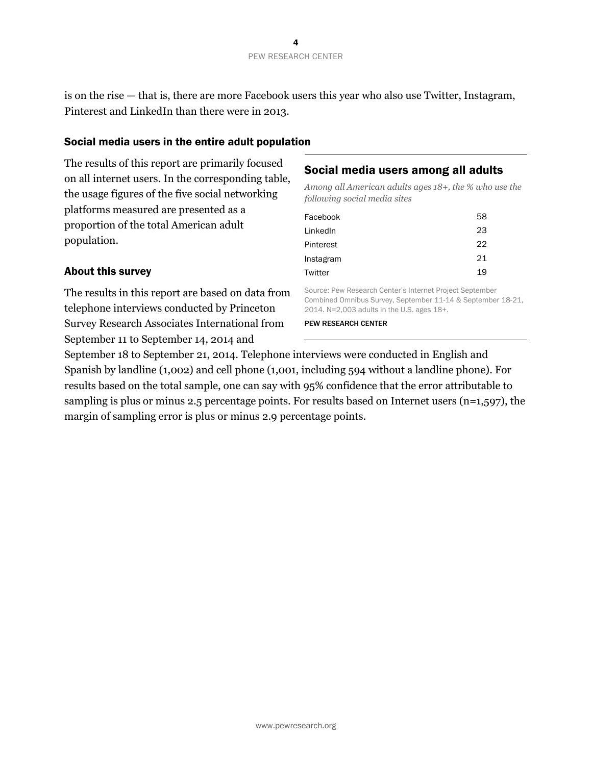is on the rise — that is, there are more Facebook users this year who also use Twitter, Instagram, Pinterest and LinkedIn than there were in 2013.

### Social media users in the entire adult population

The results of this report are primarily focused on all internet users. In the corresponding table, the usage figures of the five social networking platforms measured are presented as a proportion of the total American adult population.

#### Social media users among all adults

*Among all American adults ages 18+, the % who use the following social media sites*

| Site | % |
|---|---|
| Facebook | 58 |
| LinkedIn | 23 |
| Pinterest | 22 |
| Instagram | 21 |
| Twitter | 19 |

Source: Pew Research Center's Internet Project September Combined Omnibus Survey, September 11-14 & September 18-21, 2014. N=2,003 adults in the U.S. ages 18+.

PEW RESEARCH CENTER

### About this survey

The results in this report are based on data from telephone interviews conducted by Princeton Survey Research Associates International from September 11 to September 14, 2014 and September 18 to September 21, 2014. Telephone interviews were conducted in English and Spanish by landline (1,002) and cell phone (1,001, including 594 without a landline phone). For results based on the total sample, one can say with 95% confidence that the error attributable to sampling is plus or minus 2.5 percentage points. For results based on Internet users (n=1,597), the margin of sampling error is plus or minus 2.9 percentage points.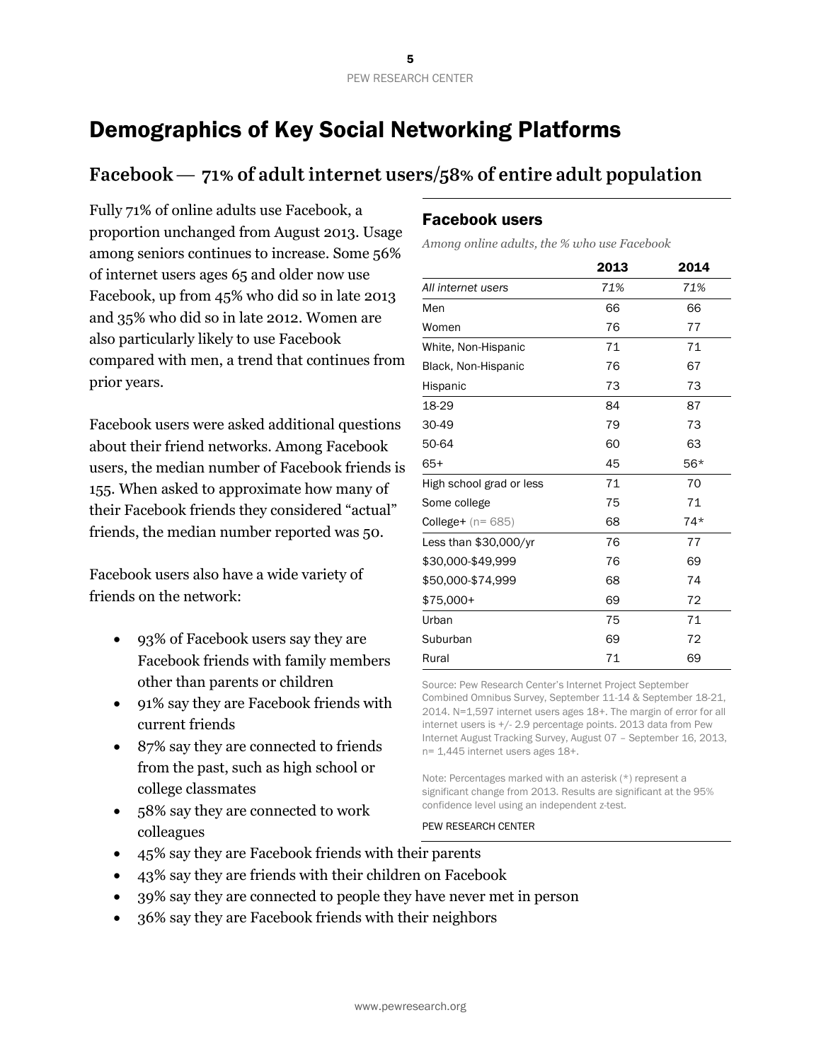# Demographics of Key Social Networking Platforms

## Facebook — 71% of adult internet users/58% of entire adult population

Fully 71% of online adults use Facebook, a proportion unchanged from August 2013. Usage among seniors continues to increase. Some 56% of internet users ages 65 and older now use Facebook, up from 45% who did so in late 2013 and 35% who did so in late 2012. Women are also particularly likely to use Facebook compared with men, a trend that continues from prior years.

Facebook users were asked additional questions about their friend networks. Among Facebook users, the median number of Facebook friends is 155. When asked to approximate how many of their Facebook friends they considered "actual" friends, the median number reported was 50.

Facebook users also have a wide variety of friends on the network:

- 93% of Facebook users say they are Facebook friends with family members other than parents or children
- 91% say they are Facebook friends with current friends
- 87% say they are connected to friends from the past, such as high school or college classmates
- 58% say they are connected to work colleagues
- 45% say they are Facebook friends with their parents
- 43% say they are friends with their children on Facebook
- 39% say they are connected to people they have never met in person
- 36% say they are Facebook friends with their neighbors

### Facebook users

*Among online adults, the % who use Facebook*

| | 2013 | 2014 |
|---|---|---|
| *All internet users* | *71%* | *71%* |
| Men | 66 | 66 |
| Women | 76 | 77 |
| White, Non-Hispanic | 71 | 71 |
| Black, Non-Hispanic | 76 | 67 |
| Hispanic | 73 | 73 |
| 18-29 | 84 | 87 |
| 30-49 | 79 | 73 |
| 50-64 | 60 | 63 |
| 65+ | 45 | 56* |
| High school grad or less | 71 | 70 |
| Some college | 75 | 71 |
| College+ (n= 685) | 68 | 74* |
| Less than $30,000/yr | 76 | 77 |
| $30,000-$49,999 | 76 | 69 |
| $50,000-$74,999 | 68 | 74 |
| $75,000+ | 69 | 72 |
| Urban | 75 | 71 |
| Suburban | 69 | 72 |
| Rural | 71 | 69 |

Source: Pew Research Center's Internet Project September Combined Omnibus Survey, September 11-14 & September 18-21, 2014. N=1,597 internet users ages 18+. The margin of error for all internet users is +/- 2.9 percentage points. 2013 data from Pew Internet August Tracking Survey, August 07 – September 16, 2013, n= 1,445 internet users ages 18+.

Note: Percentages marked with an asterisk (*) represent a significant change from 2013. Results are significant at the 95% confidence level using an independent z-test.

PEW RESEARCH CENTER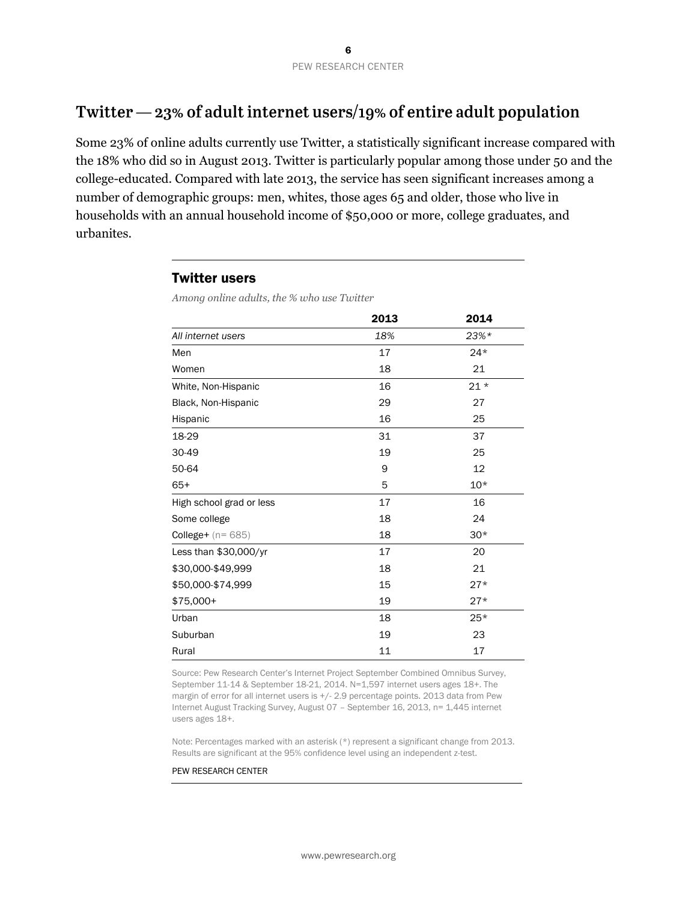## Twitter — 23% of adult internet users/19% of entire adult population

Some 23% of online adults currently use Twitter, a statistically significant increase compared with the 18% who did so in August 2013. Twitter is particularly popular among those under 50 and the college-educated. Compared with late 2013, the service has seen significant increases among a number of demographic groups: men, whites, those ages 65 and older, those who live in households with an annual household income of $50,000 or more, college graduates, and urbanites.

### Twitter users

*Among online adults, the % who use Twitter*

| | 2013 | 2014 |
|---|---|---|
| *All internet users* | *18%* | *23%** |
| Men | 17 | 24* |
| Women | 18 | 21 |
| White, Non-Hispanic | 16 | 21 * |
| Black, Non-Hispanic | 29 | 27 |
| Hispanic | 16 | 25 |
| 18-29 | 31 | 37 |
| 30-49 | 19 | 25 |
| 50-64 | 9 | 12 |
| 65+ | 5 | 10* |
| High school grad or less | 17 | 16 |
| Some college | 18 | 24 |
| College+ (n= 685) | 18 | 30* |
| Less than $30,000/yr | 17 | 20 |
| $30,000-$49,999 | 18 | 21 |
| $50,000-$74,999 | 15 | 27* |
| $75,000+ | 19 | 27* |
| Urban | 18 | 25* |
| Suburban | 19 | 23 |
| Rural | 11 | 17 |

Source: Pew Research Center's Internet Project September Combined Omnibus Survey, September 11-14 & September 18-21, 2014. N=1,597 internet users ages 18+. The margin of error for all internet users is +/- 2.9 percentage points. 2013 data from Pew Internet August Tracking Survey, August 07 – September 16, 2013, n= 1,445 internet users ages 18+.

Note: Percentages marked with an asterisk (*) represent a significant change from 2013. Results are significant at the 95% confidence level using an independent z-test.

PEW RESEARCH CENTER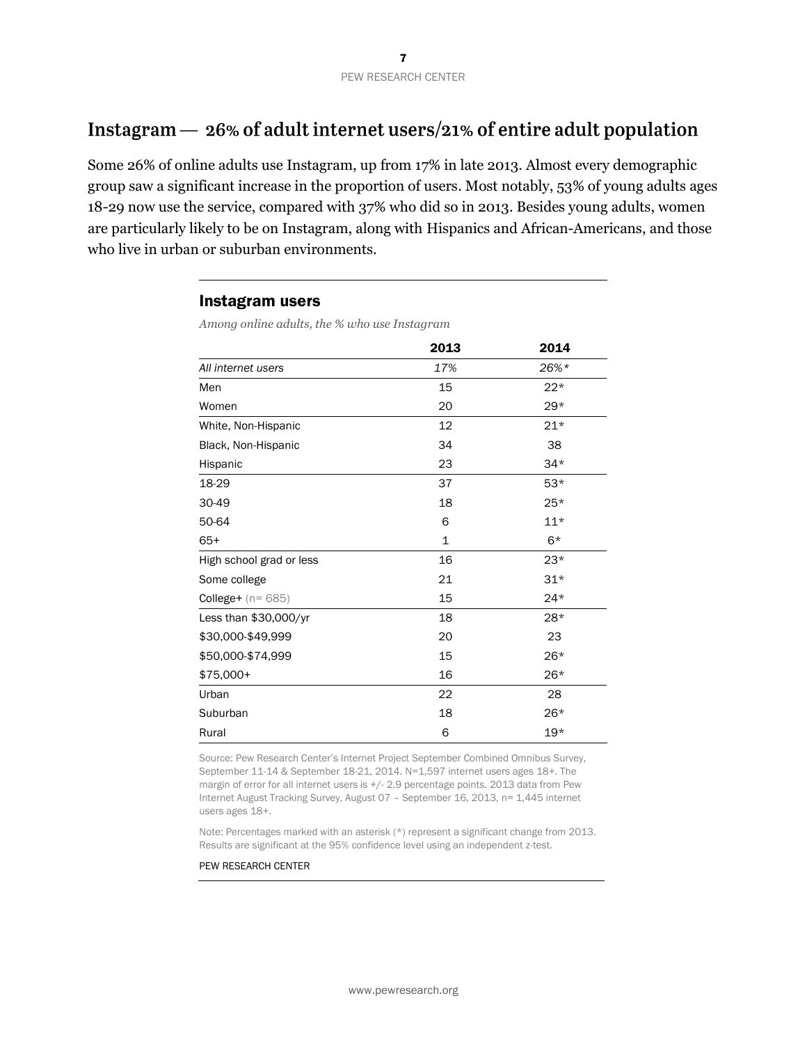## Instagram — 26% of adult internet users/21% of entire adult population

Some 26% of online adults use Instagram, up from 17% in late 2013. Almost every demographic group saw a significant increase in the proportion of users. Most notably, 53% of young adults ages 18-29 now use the service, compared with 37% who did so in 2013. Besides young adults, women are particularly likely to be on Instagram, along with Hispanics and African-Americans, and those who live in urban or suburban environments.

### Instagram users

*Among online adults, the % who use Instagram*

| | 2013 | 2014 |
|---|---|---|
| *All internet users* | *17%* | *26%** |
| Men | 15 | 22* |
| Women | 20 | 29* |
| White, Non-Hispanic | 12 | 21* |
| Black, Non-Hispanic | 34 | 38 |
| Hispanic | 23 | 34* |
| 18-29 | 37 | 53* |
| 30-49 | 18 | 25* |
| 50-64 | 6 | 11* |
| 65+ | 1 | 6* |
| High school grad or less | 16 | 23* |
| Some college | 21 | 31* |
| College+ (n= 685) | 15 | 24* |
| Less than $30,000/yr | 18 | 28* |
| $30,000-$49,999 | 20 | 23 |
| $50,000-$74,999 | 15 | 26* |
| $75,000+ | 16 | 26* |
| Urban | 22 | 28 |
| Suburban | 18 | 26* |
| Rural | 6 | 19* |

Source: Pew Research Center's Internet Project September Combined Omnibus Survey, September 11-14 & September 18-21, 2014. N=1,597 internet users ages 18+. The margin of error for all internet users is +/- 2.9 percentage points. 2013 data from Pew Internet August Tracking Survey, August 07 – September 16, 2013, n= 1,445 internet users ages 18+.

Note: Percentages marked with an asterisk (*) represent a significant change from 2013. Results are significant at the 95% confidence level using an independent z-test.

PEW RESEARCH CENTER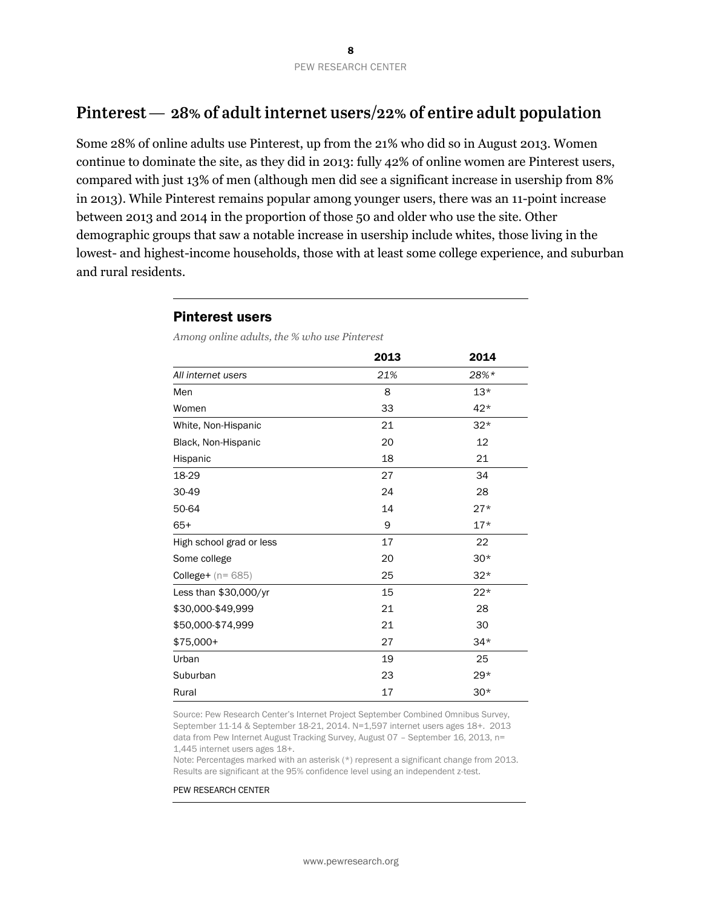## Pinterest — 28% of adult internet users/22% of entire adult population

Some 28% of online adults use Pinterest, up from the 21% who did so in August 2013. Women continue to dominate the site, as they did in 2013: fully 42% of online women are Pinterest users, compared with just 13% of men (although men did see a significant increase in usership from 8% in 2013). While Pinterest remains popular among younger users, there was an 11-point increase between 2013 and 2014 in the proportion of those 50 and older who use the site. Other demographic groups that saw a notable increase in usership include whites, those living in the lowest- and highest-income households, those with at least some college experience, and suburban and rural residents.

### Pinterest users

*Among online adults, the % who use Pinterest*

| | 2013 | 2014 |
|---|---|---|
| *All internet users* | *21%* | *28%** |
| Men | 8 | 13* |
| Women | 33 | 42* |
| White, Non-Hispanic | 21 | 32* |
| Black, Non-Hispanic | 20 | 12 |
| Hispanic | 18 | 21 |
| 18-29 | 27 | 34 |
| 30-49 | 24 | 28 |
| 50-64 | 14 | 27* |
| 65+ | 9 | 17* |
| High school grad or less | 17 | 22 |
| Some college | 20 | 30* |
| College+ (n= 685) | 25 | 32* |
| Less than $30,000/yr | 15 | 22* |
| $30,000-$49,999 | 21 | 28 |
| $50,000-$74,999 | 21 | 30 |
| $75,000+ | 27 | 34* |
| Urban | 19 | 25 |
| Suburban | 23 | 29* |
| Rural | 17 | 30* |

Source: Pew Research Center's Internet Project September Combined Omnibus Survey, September 11-14 & September 18-21, 2014. N=1,597 internet users ages 18+. 2013 data from Pew Internet August Tracking Survey, August 07 – September 16, 2013, n= 1,445 internet users ages 18+.

Note: Percentages marked with an asterisk (*) represent a significant change from 2013. Results are significant at the 95% confidence level using an independent z-test.

PEW RESEARCH CENTER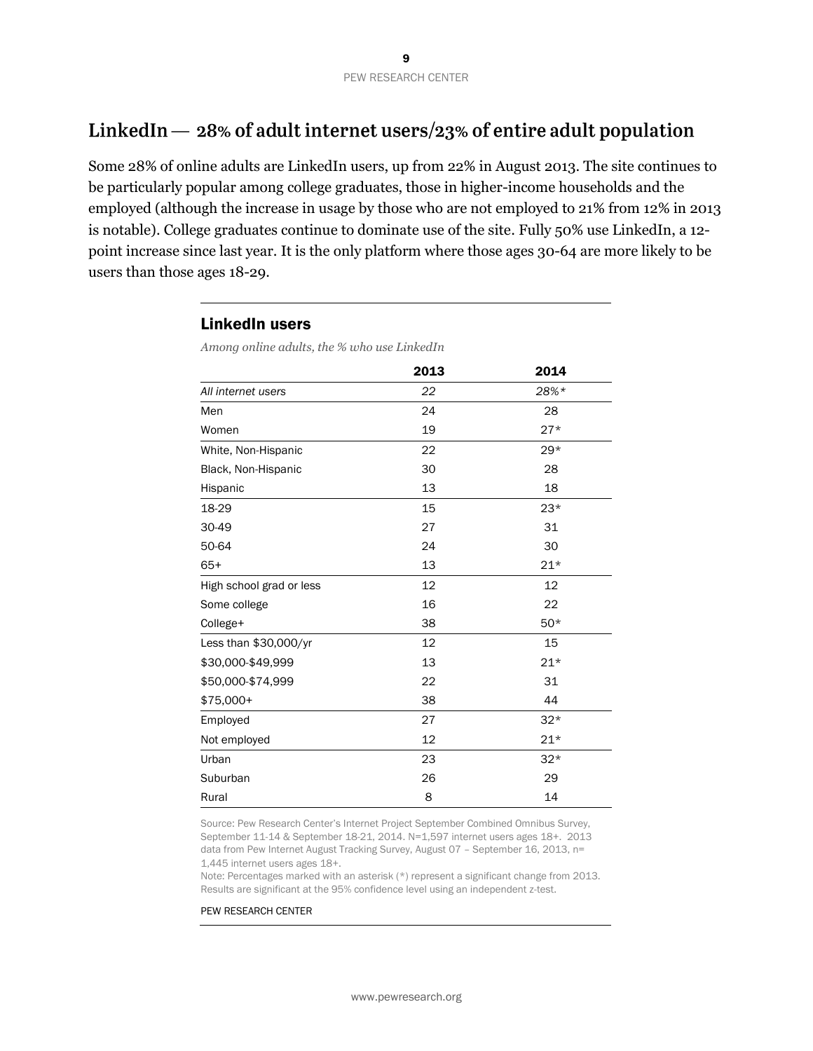## LinkedIn — 28% of adult internet users/23% of entire adult population

Some 28% of online adults are LinkedIn users, up from 22% in August 2013. The site continues to be particularly popular among college graduates, those in higher-income households and the employed (although the increase in usage by those who are not employed to 21% from 12% in 2013 is notable). College graduates continue to dominate use of the site. Fully 50% use LinkedIn, a 12-point increase since last year. It is the only platform where those ages 30-64 are more likely to be users than those ages 18-29.

### LinkedIn users

*Among online adults, the % who use LinkedIn*

| | 2013 | 2014 |
|---|---|---|
| *All internet users* | 22 | 28%* |
| Men | 24 | 28 |
| Women | 19 | 27* |
| White, Non-Hispanic | 22 | 29* |
| Black, Non-Hispanic | 30 | 28 |
| Hispanic | 13 | 18 |
| 18-29 | 15 | 23* |
| 30-49 | 27 | 31 |
| 50-64 | 24 | 30 |
| 65+ | 13 | 21* |
| High school grad or less | 12 | 12 |
| Some college | 16 | 22 |
| College+ | 38 | 50* |
| Less than $30,000/yr | 12 | 15 |
| $30,000-$49,999 | 13 | 21* |
| $50,000-$74,999 | 22 | 31 |
| $75,000+ | 38 | 44 |
| Employed | 27 | 32* |
| Not employed | 12 | 21* |
| Urban | 23 | 32* |
| Suburban | 26 | 29 |
| Rural | 8 | 14 |

Source: Pew Research Center's Internet Project September Combined Omnibus Survey, September 11-14 & September 18-21, 2014. N=1,597 internet users ages 18+. 2013 data from Pew Internet August Tracking Survey, August 07 – September 16, 2013, n= 1,445 internet users ages 18+.
Note: Percentages marked with an asterisk (*) represent a significant change from 2013. Results are significant at the 95% confidence level using an independent z-test.

PEW RESEARCH CENTER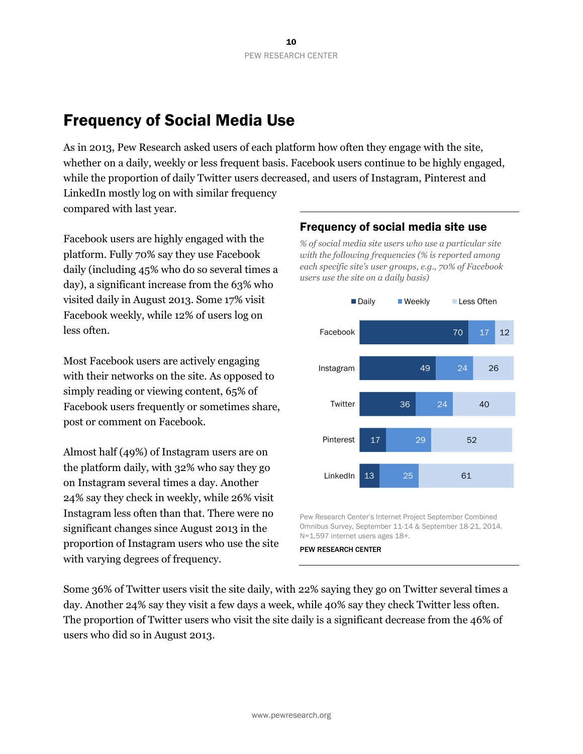## Frequency of Social Media Use

As in 2013, Pew Research asked users of each platform how often they engage with the site, whether on a daily, weekly or less frequent basis. Facebook users continue to be highly engaged, while the proportion of daily Twitter users decreased, and users of Instagram, Pinterest and LinkedIn mostly log on with similar frequency compared with last year.

Facebook users are highly engaged with the platform. Fully 70% say they use Facebook daily (including 45% who do so several times a day), a significant increase from the 63% who visited daily in August 2013. Some 17% visit Facebook weekly, while 12% of users log on less often.

Most Facebook users are actively engaging with their networks on the site. As opposed to simply reading or viewing content, 65% of Facebook users frequently or sometimes share, post or comment on Facebook.

Almost half (49%) of Instagram users are on the platform daily, with 32% who say they go on Instagram several times a day. Another 24% say they check in weekly, while 26% visit Instagram less often than that. There were no significant changes since August 2013 in the proportion of Instagram users who use the site with varying degrees of frequency.

### Frequency of social media site use

*% of social media site users who use a particular site with the following frequencies (% is reported among each specific site's user groups, e.g., 70% of Facebook users use the site on a daily basis)*

| | Daily | Weekly | Less Often |
|---|---|---|---|
| Facebook | 70 | 17 | 12 |
| Instagram | 49 | 24 | 26 |
| Twitter | 36 | 24 | 40 |
| Pinterest | 17 | 29 | 52 |
| LinkedIn | 13 | 25 | 61 |

Pew Research Center's Internet Project September Combined Omnibus Survey, September 11-14 & September 18-21, 2014. N=1,597 internet users ages 18+.

**PEW RESEARCH CENTER**

Some 36% of Twitter users visit the site daily, with 22% saying they go on Twitter several times a day. Another 24% say they visit a few days a week, while 40% say they check Twitter less often. The proportion of Twitter users who visit the site daily is a significant decrease from the 46% of users who did so in August 2013.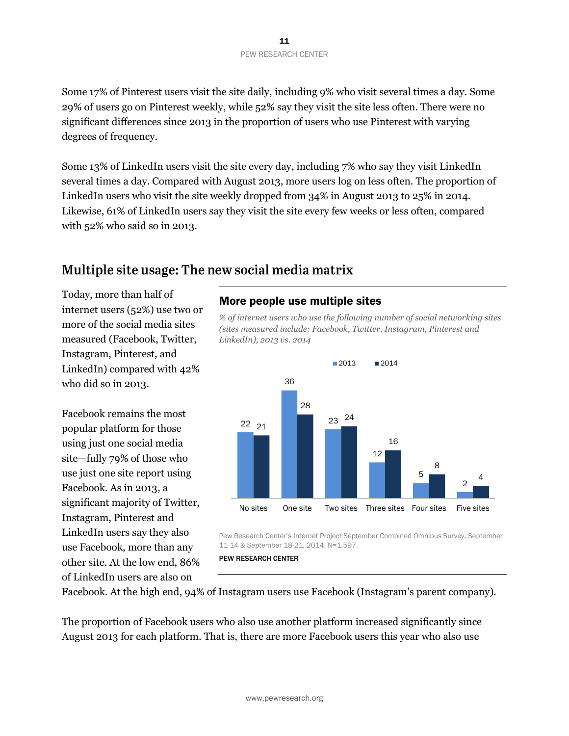Some 17% of Pinterest users visit the site daily, including 9% who visit several times a day. Some 29% of users go on Pinterest weekly, while 52% say they visit the site less often. There were no significant differences since 2013 in the proportion of users who use Pinterest with varying degrees of frequency.

Some 13% of LinkedIn users visit the site every day, including 7% who say they visit LinkedIn several times a day. Compared with August 2013, more users log on less often. The proportion of LinkedIn users who visit the site weekly dropped from 34% in August 2013 to 25% in 2014. Likewise, 61% of LinkedIn users say they visit the site every few weeks or less often, compared with 52% who said so in 2013.

## Multiple site usage: The new social media matrix

Today, more than half of internet users (52%) use two or more of the social media sites measured (Facebook, Twitter, Instagram, Pinterest, and LinkedIn) compared with 42% who did so in 2013.

### More people use multiple sites

*% of internet users who use the following number of social networking sites (sites measured include: Facebook, Twitter, Instagram, Pinterest and LinkedIn), 2013 vs. 2014*

| | 2013 | 2014 |
|---|---|---|
| No sites | 22 | 21 |
| One site | 36 | 28 |
| Two sites | 23 | 24 |
| Three sites | 12 | 16 |
| Four sites | 5 | 8 |
| Five sites | 2 | 4 |

Pew Research Center's Internet Project September Combined Omnibus Survey, September 11-14 & September 18-21, 2014. N=1,597.

PEW RESEARCH CENTER

Facebook remains the most popular platform for those using just one social media site—fully 79% of those who use just one site report using Facebook. As in 2013, a significant majority of Twitter, Instagram, Pinterest and LinkedIn users say they also use Facebook, more than any other site. At the low end, 86% of LinkedIn users are also on Facebook. At the high end, 94% of Instagram users use Facebook (Instagram's parent company).

The proportion of Facebook users who also use another platform increased significantly since August 2013 for each platform. That is, there are more Facebook users this year who also use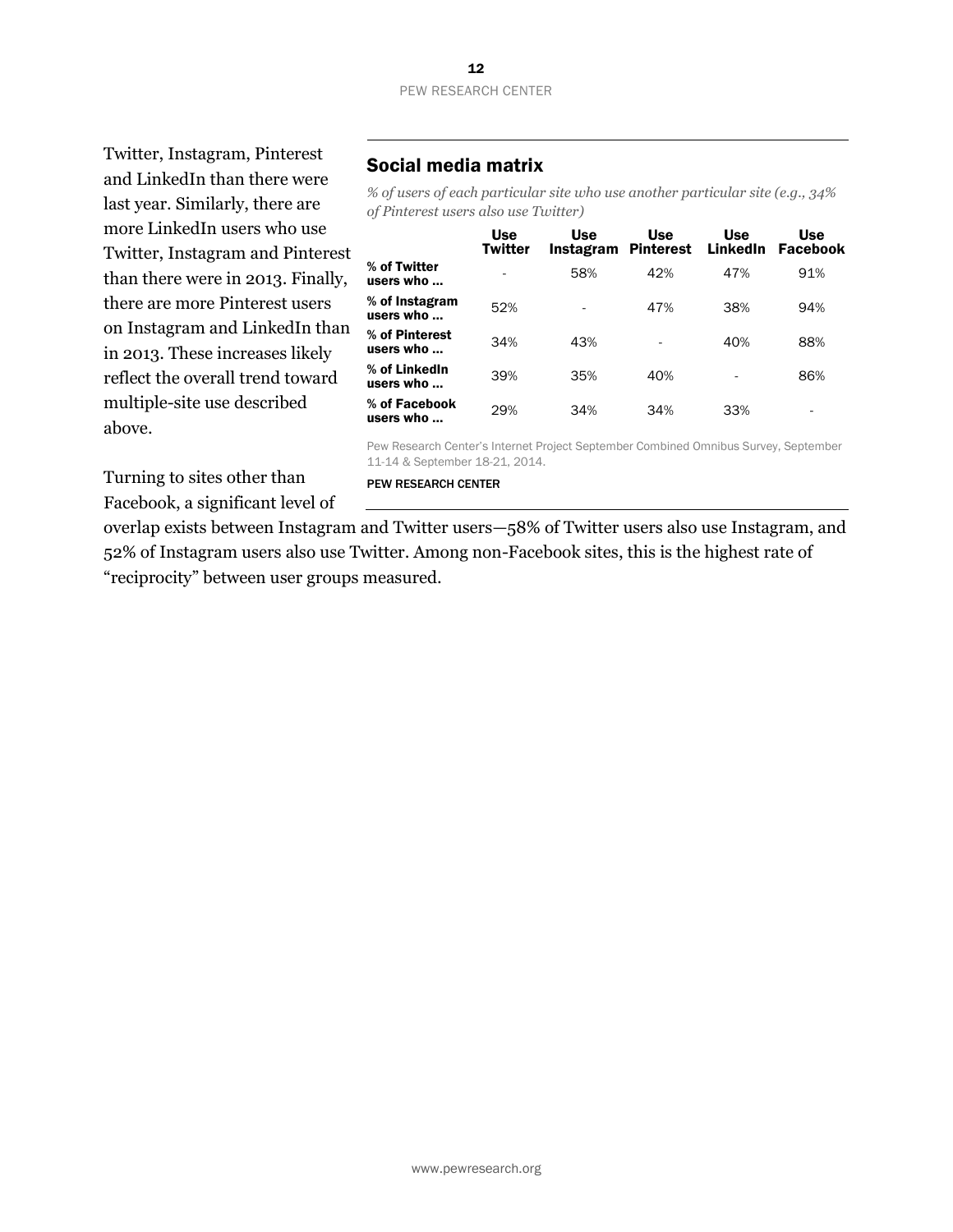Twitter, Instagram, Pinterest and LinkedIn than there were last year. Similarly, there are more LinkedIn users who use Twitter, Instagram and Pinterest than there were in 2013. Finally, there are more Pinterest users on Instagram and LinkedIn than in 2013. These increases likely reflect the overall trend toward multiple-site use described above.

## Social media matrix

*% of users of each particular site who use another particular site (e.g., 34% of Pinterest users also use Twitter)*

| | Use Twitter | Use Instagram | Use Pinterest | Use LinkedIn | Use Facebook |
|---|---|---|---|---|---|
| **% of Twitter users who ...** | - | 58% | 42% | 47% | 91% |
| **% of Instagram users who ...** | 52% | - | 47% | 38% | 94% |
| **% of Pinterest users who ...** | 34% | 43% | - | 40% | 88% |
| **% of LinkedIn users who ...** | 39% | 35% | 40% | - | 86% |
| **% of Facebook users who ...** | 29% | 34% | 34% | 33% | - |

Pew Research Center's Internet Project September Combined Omnibus Survey, September 11-14 & September 18-21, 2014.

PEW RESEARCH CENTER

Turning to sites other than Facebook, a significant level of overlap exists between Instagram and Twitter users—58% of Twitter users also use Instagram, and 52% of Instagram users also use Twitter. Among non-Facebook sites, this is the highest rate of "reciprocity" between user groups measured.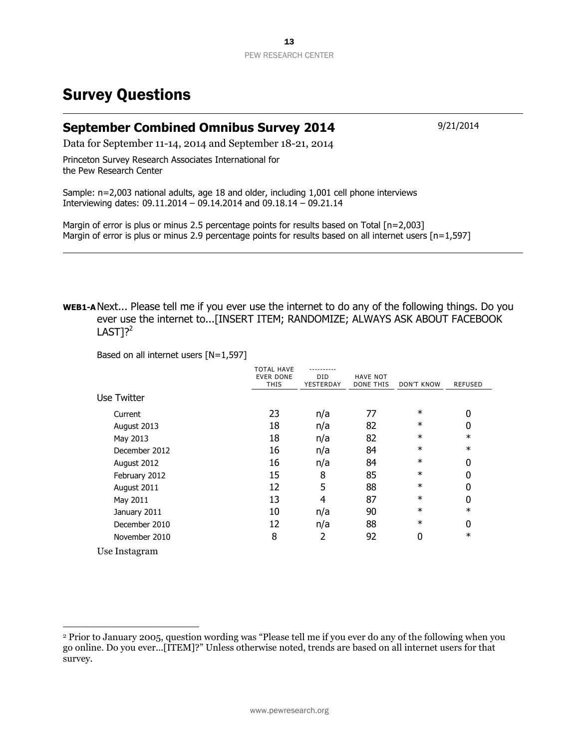# Survey Questions

## September Combined Omnibus Survey 2014

9/21/2014

Data for September 11-14, 2014 and September 18-21, 2014

Princeton Survey Research Associates International for the Pew Research Center

Sample: n=2,003 national adults, age 18 and older, including 1,001 cell phone interviews
Interviewing dates: 09.11.2014 – 09.14.2014 and 09.18.14 – 09.21.14

Margin of error is plus or minus 2.5 percentage points for results based on Total [n=2,003]
Margin of error is plus or minus 2.9 percentage points for results based on all internet users [n=1,597]

**WEB1-A** Next... Please tell me if you ever use the internet to do any of the following things. Do you ever use the internet to...[INSERT ITEM; RANDOMIZE; ALWAYS ASK ABOUT FACEBOOK LAST]?[2]

Based on all internet users [N=1,597]

| | TOTAL HAVE EVER DONE THIS | ---------- DID YESTERDAY | HAVE NOT DONE THIS | DON'T KNOW | REFUSED |
|---|---|---|---|---|---|
| Use Twitter | | | | | |
| Current | 23 | n/a | 77 | * | 0 |
| August 2013 | 18 | n/a | 82 | * | 0 |
| May 2013 | 18 | n/a | 82 | * | * |
| December 2012 | 16 | n/a | 84 | * | * |
| August 2012 | 16 | n/a | 84 | * | 0 |
| February 2012 | 15 | 8 | 85 | * | 0 |
| August 2011 | 12 | 5 | 88 | * | 0 |
| May 2011 | 13 | 4 | 87 | * | 0 |
| January 2011 | 10 | n/a | 90 | * | * |
| December 2010 | 12 | n/a | 88 | * | 0 |
| November 2010 | 8 | 2 | 92 | 0 | * |
| Use Instagram | | | | | |

[2] Prior to January 2005, question wording was "Please tell me if you ever do any of the following when you go online. Do you ever...[ITEM]?" Unless otherwise noted, trends are based on all internet users for that survey.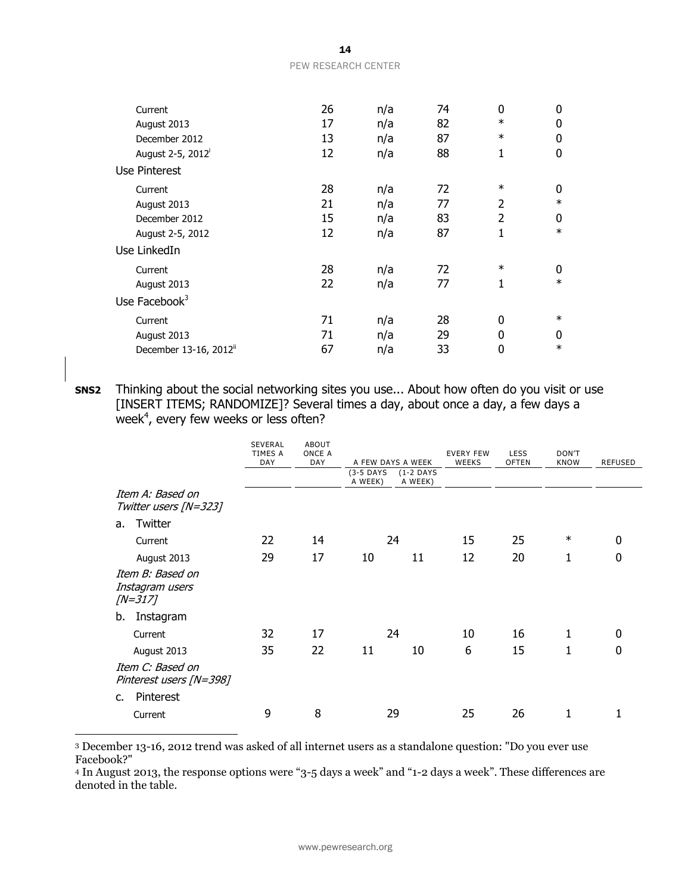| | | | | | |
|---|---|---|---|---|---|
| Current | 26 | n/a | 74 | 0 | 0 |
| August 2013 | 17 | n/a | 82 | * | 0 |
| December 2012 | 13 | n/a | 87 | * | 0 |
| August 2-5, 2012[i] | 12 | n/a | 88 | 1 | 0 |
| Use Pinterest | | | | | |
| Current | 28 | n/a | 72 | * | 0 |
| August 2013 | 21 | n/a | 77 | 2 | * |
| December 2012 | 15 | n/a | 83 | 2 | 0 |
| August 2-5, 2012 | 12 | n/a | 87 | 1 | * |
| Use LinkedIn | | | | | |
| Current | 28 | n/a | 72 | * | 0 |
| August 2013 | 22 | n/a | 77 | 1 | * |
| Use Facebook[3] | | | | | |
| Current | 71 | n/a | 28 | 0 | * |
| August 2013 | 71 | n/a | 29 | 0 | 0 |
| December 13-16, 2012[ii] | 67 | n/a | 33 | 0 | * |

**SNS2** Thinking about the social networking sites you use... About how often do you visit or use [INSERT ITEMS; RANDOMIZE]? Several times a day, about once a day, a few days a week[4], every few weeks or less often?

| | SEVERAL TIMES A DAY | ABOUT ONCE A DAY | A FEW DAYS A WEEK | | EVERY FEW WEEKS | LESS OFTEN | DON'T KNOW | REFUSED |
|---|---|---|---|---|---|---|---|---|
| | | | (3-5 DAYS A WEEK) | (1-2 DAYS A WEEK) | | | | |
| *Item A: Based on Twitter users [N=323]* | | | | | | | | |
| a. Twitter | | | | | | | | |
| Current | 22 | 14 | 24 | | 15 | 25 | * | 0 |
| August 2013 | 29 | 17 | 10 | 11 | 12 | 20 | 1 | 0 |
| *Item B: Based on Instagram users [N=317]* | | | | | | | | |
| b. Instagram | | | | | | | | |
| Current | 32 | 17 | 24 | | 10 | 16 | 1 | 0 |
| August 2013 | 35 | 22 | 11 | 10 | 6 | 15 | 1 | 0 |
| *Item C: Based on Pinterest users [N=398]* | | | | | | | | |
| c. Pinterest | | | | | | | | |
| Current | 9 | 8 | 29 | | 25 | 26 | 1 | 1 |

[3] December 13-16, 2012 trend was asked of all internet users as a standalone question: "Do you ever use Facebook?"

[4] In August 2013, the response options were "3-5 days a week" and "1-2 days a week". These differences are denoted in the table.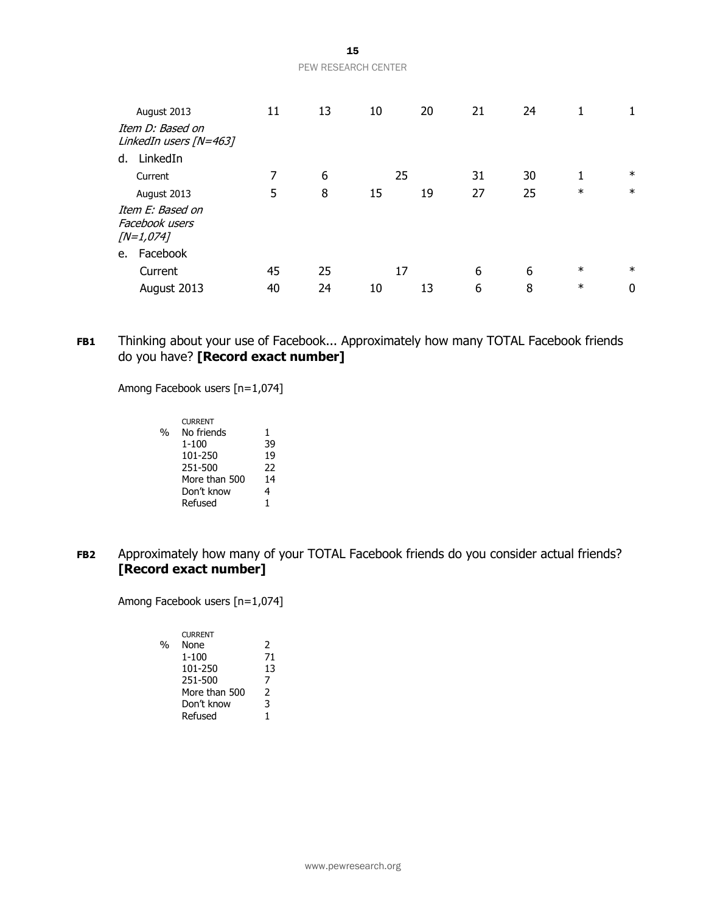| | | | | | | | | |
|---|---|---|---|---|---|---|---|---|
| August 2013 | 11 | 13 | 10 | 20 | 21 | 24 | 1 | 1 |
| *Item D: Based on LinkedIn users [N=463]* | | | | | | | | |
| d. LinkedIn | | | | | | | | |
| Current | 7 | 6 | 25 | | 31 | 30 | 1 | * |
| August 2013 | 5 | 8 | 15 | 19 | 27 | 25 | * | * |
| *Item E: Based on Facebook users [N=1,074]* | | | | | | | | |
| e. Facebook | | | | | | | | |
| Current | 45 | 25 | 17 | | 6 | 6 | * | * |
| August 2013 | 40 | 24 | 10 | 13 | 6 | 8 | * | 0 |

**FB1** Thinking about your use of Facebook... Approximately how many TOTAL Facebook friends do you have? **[Record exact number]**

Among Facebook users [n=1,074]

| % | | CURRENT |
|---|---|---|
| | No friends | 1 |
| | 1-100 | 39 |
| | 101-250 | 19 |
| | 251-500 | 22 |
| | More than 500 | 14 |
| | Don't know | 4 |
| | Refused | 1 |

**FB2** Approximately how many of your TOTAL Facebook friends do you consider actual friends? **[Record exact number]**

Among Facebook users [n=1,074]

| % | | CURRENT |
|---|---|---|
| | None | 2 |
| | 1-100 | 71 |
| | 101-250 | 13 |
| | 251-500 | 7 |
| | More than 500 | 2 |
| | Don't know | 3 |
| | Refused | 1 |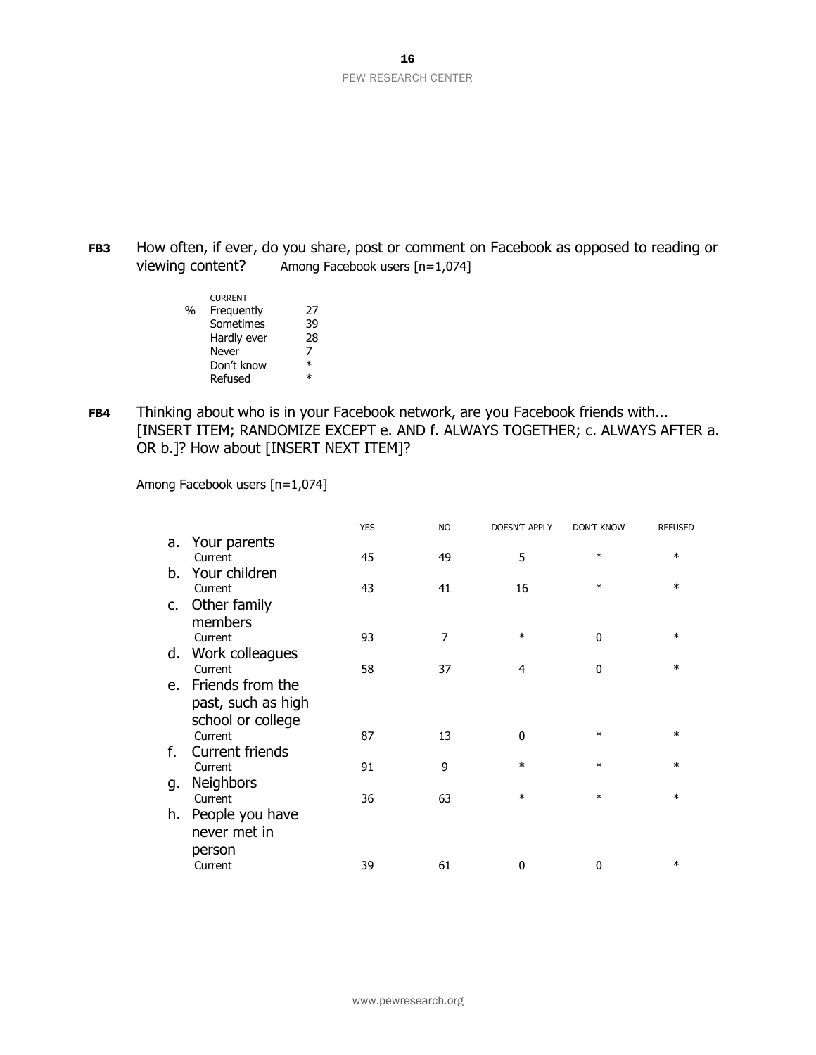**FB3** How often, if ever, do you share, post or comment on Facebook as opposed to reading or viewing content? Among Facebook users [n=1,074]

| | | CURRENT |
|---|---|---|
| % | Frequently | 27 |
| | Sometimes | 39 |
| | Hardly ever | 28 |
| | Never | 7 |
| | Don't know | * |
| | Refused | * |

**FB4** Thinking about who is in your Facebook network, are you Facebook friends with... [INSERT ITEM; RANDOMIZE EXCEPT e. AND f. ALWAYS TOGETHER; c. ALWAYS AFTER a. OR b.]? How about [INSERT NEXT ITEM]?

Among Facebook users [n=1,074]

| | YES | NO | DOESN'T APPLY | DON'T KNOW | REFUSED |
|---|---|---|---|---|---|
| a. Your parents | | | | | |
| Current | 45 | 49 | 5 | * | * |
| b. Your children | | | | | |
| Current | 43 | 41 | 16 | * | * |
| c. Other family members | | | | | |
| Current | 93 | 7 | * | 0 | * |
| d. Work colleagues | | | | | |
| Current | 58 | 37 | 4 | 0 | * |
| e. Friends from the past, such as high school or college | | | | | |
| Current | 87 | 13 | 0 | * | * |
| f. Current friends | | | | | |
| Current | 91 | 9 | * | * | * |
| g. Neighbors | | | | | |
| Current | 36 | 63 | * | * | * |
| h. People you have never met in person | | | | | |
| Current | 39 | 61 | 0 | 0 | * |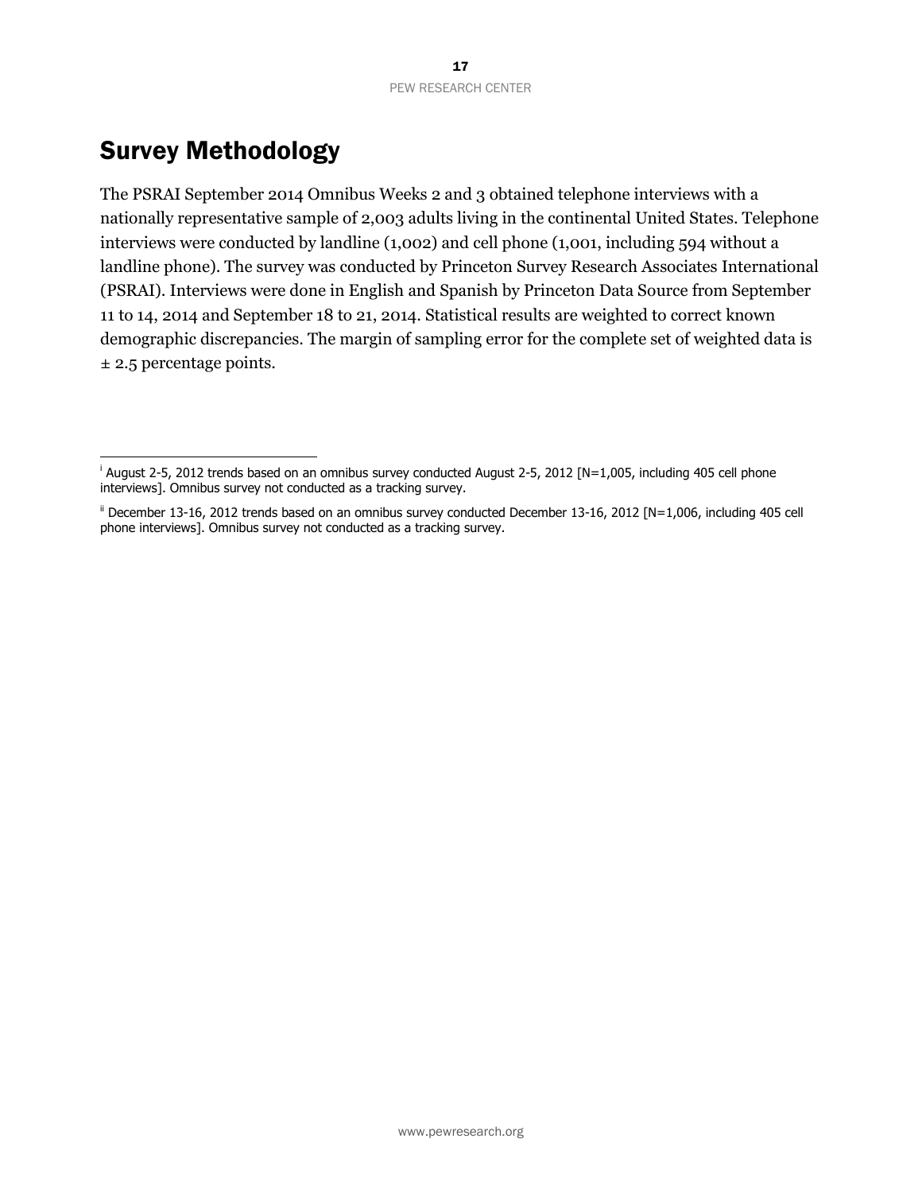# Survey Methodology

The PSRAI September 2014 Omnibus Weeks 2 and 3 obtained telephone interviews with a nationally representative sample of 2,003 adults living in the continental United States. Telephone interviews were conducted by landline (1,002) and cell phone (1,001, including 594 without a landline phone). The survey was conducted by Princeton Survey Research Associates International (PSRAI). Interviews were done in English and Spanish by Princeton Data Source from September 11 to 14, 2014 and September 18 to 21, 2014. Statistical results are weighted to correct known demographic discrepancies. The margin of sampling error for the complete set of weighted data is ± 2.5 percentage points.

---

[i] August 2-5, 2012 trends based on an omnibus survey conducted August 2-5, 2012 [N=1,005, including 405 cell phone interviews]. Omnibus survey not conducted as a tracking survey.

[ii] December 13-16, 2012 trends based on an omnibus survey conducted December 13-16, 2012 [N=1,006, including 405 cell phone interviews]. Omnibus survey not conducted as a tracking survey.